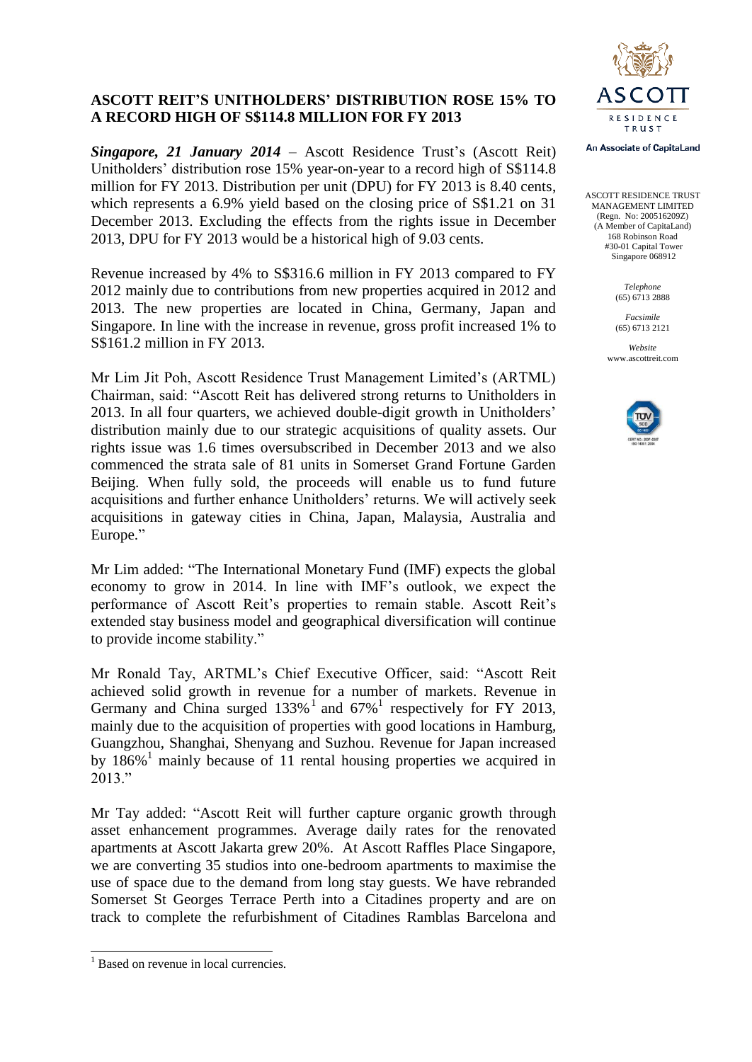# ASCOTT REIT'S UNITHOLDERS' DISTRIBUTION ROSE 15% TO A RECORD HIGH OF S$114.8 MILLION FOR FY 2013

ASCOTT
RESIDENCE
TRUST

An Associate of CapitaLand

ASCOTT RESIDENCE TRUST MANAGEMENT LIMITED
(Regn. No: 200516209Z)
(A Member of CapitaLand)
168 Robinson Road
#30-01 Capital Tower
Singapore 068912

*Telephone*
(65) 6713 2888

*Facsimile*
(65) 6713 2121

*Website*
www.ascottreit.com

***Singapore, 21 January 2014*** – Ascott Residence Trust's (Ascott Reit) Unitholders' distribution rose 15% year-on-year to a record high of S$114.8 million for FY 2013. Distribution per unit (DPU) for FY 2013 is 8.40 cents, which represents a 6.9% yield based on the closing price of S$1.21 on 31 December 2013. Excluding the effects from the rights issue in December 2013, DPU for FY 2013 would be a historical high of 9.03 cents.

Revenue increased by 4% to S$316.6 million in FY 2013 compared to FY 2012 mainly due to contributions from new properties acquired in 2012 and 2013. The new properties are located in China, Germany, Japan and Singapore. In line with the increase in revenue, gross profit increased 1% to S$161.2 million in FY 2013.

Mr Lim Jit Poh, Ascott Residence Trust Management Limited's (ARTML) Chairman, said: "Ascott Reit has delivered strong returns to Unitholders in 2013. In all four quarters, we achieved double-digit growth in Unitholders' distribution mainly due to our strategic acquisitions of quality assets. Our rights issue was 1.6 times oversubscribed in December 2013 and we also commenced the strata sale of 81 units in Somerset Grand Fortune Garden Beijing. When fully sold, the proceeds will enable us to fund future acquisitions and further enhance Unitholders' returns. We will actively seek acquisitions in gateway cities in China, Japan, Malaysia, Australia and Europe."

Mr Lim added: "The International Monetary Fund (IMF) expects the global economy to grow in 2014. In line with IMF's outlook, we expect the performance of Ascott Reit's properties to remain stable. Ascott Reit's extended stay business model and geographical diversification will continue to provide income stability."

Mr Ronald Tay, ARTML's Chief Executive Officer, said: "Ascott Reit achieved solid growth in revenue for a number of markets. Revenue in Germany and China surged 133%[1] and 67%[1] respectively for FY 2013, mainly due to the acquisition of properties with good locations in Hamburg, Guangzhou, Shanghai, Shenyang and Suzhou. Revenue for Japan increased by 186%[1] mainly because of 11 rental housing properties we acquired in 2013."

Mr Tay added: "Ascott Reit will further capture organic growth through asset enhancement programmes. Average daily rates for the renovated apartments at Ascott Jakarta grew 20%. At Ascott Raffles Place Singapore, we are converting 35 studios into one-bedroom apartments to maximise the use of space due to the demand from long stay guests. We have rebranded Somerset St Georges Terrace Perth into a Citadines property and are on track to complete the refurbishment of Citadines Ramblas Barcelona and

[1] Based on revenue in local currencies.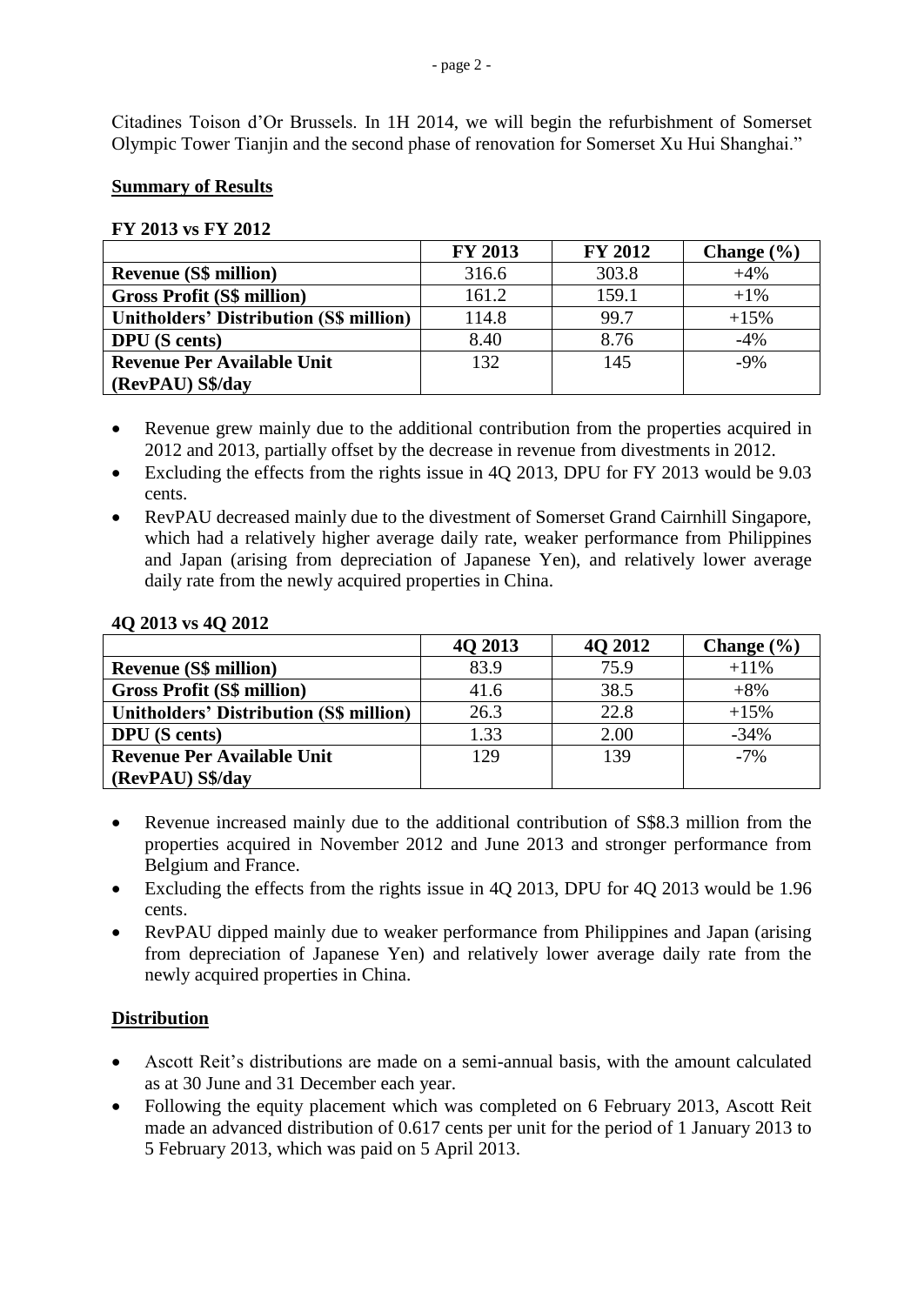Citadines Toison d'Or Brussels. In 1H 2014, we will begin the refurbishment of Somerset Olympic Tower Tianjin and the second phase of renovation for Somerset Xu Hui Shanghai."

## Summary of Results

**FY 2013 vs FY 2012**

| | FY 2013 | FY 2012 | Change (%) |
|---|---|---|---|
| **Revenue (S$ million)** | 316.6 | 303.8 | +4% |
| **Gross Profit (S$ million)** | 161.2 | 159.1 | +1% |
| **Unitholders' Distribution (S$ million)** | 114.8 | 99.7 | +15% |
| **DPU (S cents)** | 8.40 | 8.76 | -4% |
| **Revenue Per Available Unit (RevPAU) S$/day** | 132 | 145 | -9% |

- Revenue grew mainly due to the additional contribution from the properties acquired in 2012 and 2013, partially offset by the decrease in revenue from divestments in 2012.
- Excluding the effects from the rights issue in 4Q 2013, DPU for FY 2013 would be 9.03 cents.
- RevPAU decreased mainly due to the divestment of Somerset Grand Cairnhill Singapore, which had a relatively higher average daily rate, weaker performance from Philippines and Japan (arising from depreciation of Japanese Yen), and relatively lower average daily rate from the newly acquired properties in China.

**4Q 2013 vs 4Q 2012**

| | 4Q 2013 | 4Q 2012 | Change (%) |
|---|---|---|---|
| **Revenue (S$ million)** | 83.9 | 75.9 | +11% |
| **Gross Profit (S$ million)** | 41.6 | 38.5 | +8% |
| **Unitholders' Distribution (S$ million)** | 26.3 | 22.8 | +15% |
| **DPU (S cents)** | 1.33 | 2.00 | -34% |
| **Revenue Per Available Unit (RevPAU) S$/day** | 129 | 139 | -7% |

- Revenue increased mainly due to the additional contribution of S$8.3 million from the properties acquired in November 2012 and June 2013 and stronger performance from Belgium and France.
- Excluding the effects from the rights issue in 4Q 2013, DPU for 4Q 2013 would be 1.96 cents.
- RevPAU dipped mainly due to weaker performance from Philippines and Japan (arising from depreciation of Japanese Yen) and relatively lower average daily rate from the newly acquired properties in China.

## Distribution

- Ascott Reit's distributions are made on a semi-annual basis, with the amount calculated as at 30 June and 31 December each year.
- Following the equity placement which was completed on 6 February 2013, Ascott Reit made an advanced distribution of 0.617 cents per unit for the period of 1 January 2013 to 5 February 2013, which was paid on 5 April 2013.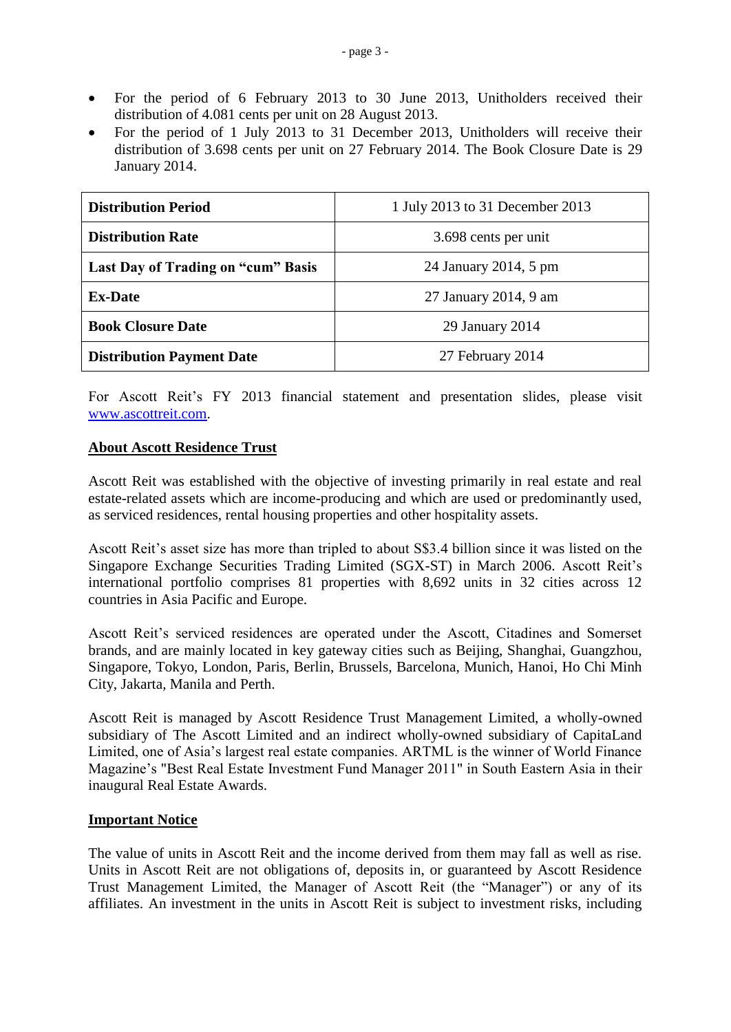- For the period of 6 February 2013 to 30 June 2013, Unitholders received their distribution of 4.081 cents per unit on 28 August 2013.
- For the period of 1 July 2013 to 31 December 2013, Unitholders will receive their distribution of 3.698 cents per unit on 27 February 2014. The Book Closure Date is 29 January 2014.

| **Distribution Period** | 1 July 2013 to 31 December 2013 |
|---|---|
| **Distribution Rate** | 3.698 cents per unit |
| **Last Day of Trading on "cum" Basis** | 24 January 2014, 5 pm |
| **Ex-Date** | 27 January 2014, 9 am |
| **Book Closure Date** | 29 January 2014 |
| **Distribution Payment Date** | 27 February 2014 |

For Ascott Reit's FY 2013 financial statement and presentation slides, please visit www.ascottreit.com.

## About Ascott Residence Trust

Ascott Reit was established with the objective of investing primarily in real estate and real estate-related assets which are income-producing and which are used or predominantly used, as serviced residences, rental housing properties and other hospitality assets.

Ascott Reit's asset size has more than tripled to about S$3.4 billion since it was listed on the Singapore Exchange Securities Trading Limited (SGX-ST) in March 2006. Ascott Reit's international portfolio comprises 81 properties with 8,692 units in 32 cities across 12 countries in Asia Pacific and Europe.

Ascott Reit's serviced residences are operated under the Ascott, Citadines and Somerset brands, and are mainly located in key gateway cities such as Beijing, Shanghai, Guangzhou, Singapore, Tokyo, London, Paris, Berlin, Brussels, Barcelona, Munich, Hanoi, Ho Chi Minh City, Jakarta, Manila and Perth.

Ascott Reit is managed by Ascott Residence Trust Management Limited, a wholly-owned subsidiary of The Ascott Limited and an indirect wholly-owned subsidiary of CapitaLand Limited, one of Asia's largest real estate companies. ARTML is the winner of World Finance Magazine's "Best Real Estate Investment Fund Manager 2011" in South Eastern Asia in their inaugural Real Estate Awards.

## Important Notice

The value of units in Ascott Reit and the income derived from them may fall as well as rise. Units in Ascott Reit are not obligations of, deposits in, or guaranteed by Ascott Residence Trust Management Limited, the Manager of Ascott Reit (the "Manager") or any of its affiliates. An investment in the units in Ascott Reit is subject to investment risks, including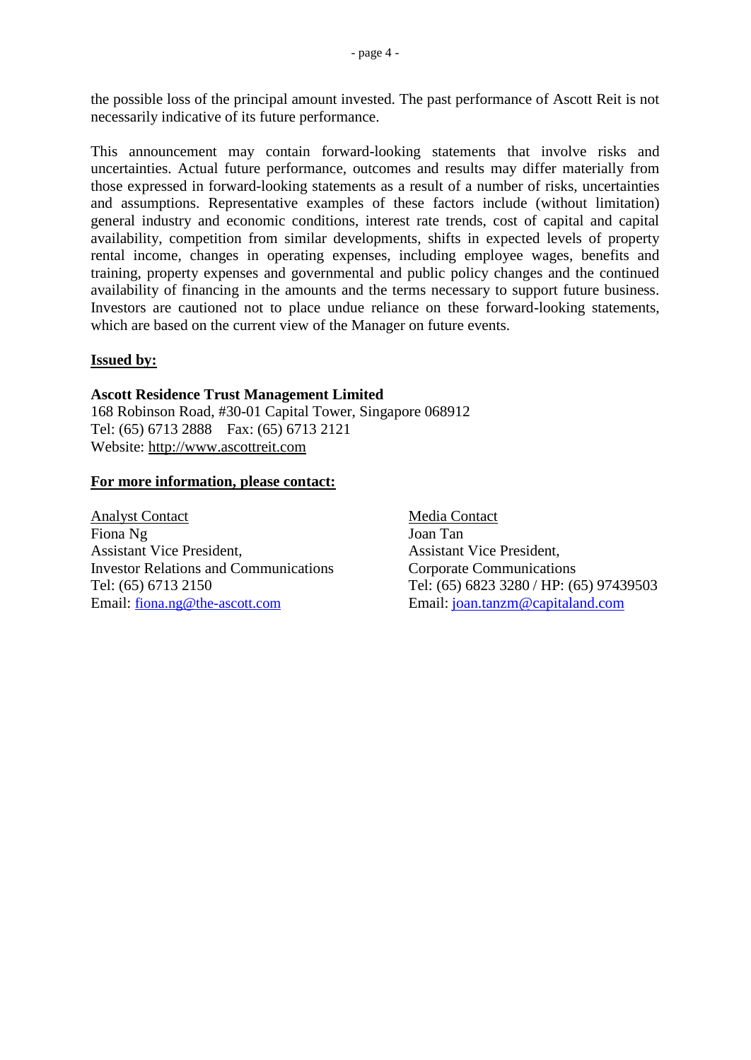the possible loss of the principal amount invested. The past performance of Ascott Reit is not necessarily indicative of its future performance.

This announcement may contain forward-looking statements that involve risks and uncertainties. Actual future performance, outcomes and results may differ materially from those expressed in forward-looking statements as a result of a number of risks, uncertainties and assumptions. Representative examples of these factors include (without limitation) general industry and economic conditions, interest rate trends, cost of capital and capital availability, competition from similar developments, shifts in expected levels of property rental income, changes in operating expenses, including employee wages, benefits and training, property expenses and governmental and public policy changes and the continued availability of financing in the amounts and the terms necessary to support future business. Investors are cautioned not to place undue reliance on these forward-looking statements, which are based on the current view of the Manager on future events.

**Issued by:**

**Ascott Residence Trust Management Limited**
168 Robinson Road, #30-01 Capital Tower, Singapore 068912
Tel: (65) 6713 2888    Fax: (65) 6713 2121
Website: http://www.ascottreit.com

**For more information, please contact:**

Analyst Contact
Fiona Ng
Assistant Vice President,
Investor Relations and Communications
Tel: (65) 6713 2150
Email: fiona.ng@the-ascott.com

Media Contact
Joan Tan
Assistant Vice President,
Corporate Communications
Tel: (65) 6823 3280 / HP: (65) 97439503
Email: joan.tanzm@capitaland.com